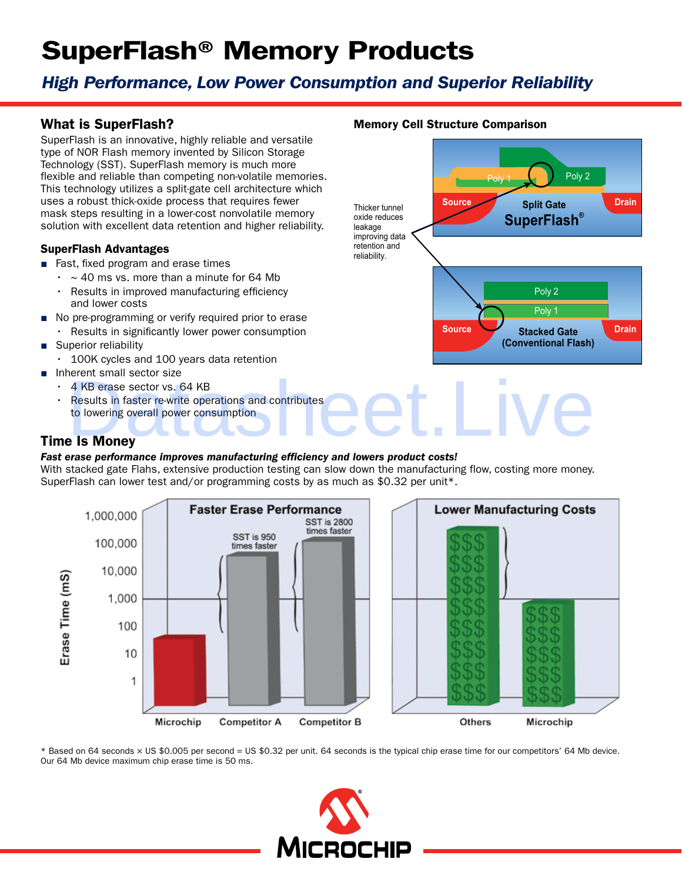# SuperFlash® Memory Products

## *High Performance, Low Power Consumption and Superior Reliability*

### What is SuperFlash?

SuperFlash is an innovative, highly reliable and versatile type of NOR Flash memory invented by Silicon Storage Technology (SST). SuperFlash memory is much more flexible and reliable than competing non-volatile memories. This technology utilizes a split-gate cell architecture which uses a robust thick-oxide process that requires fewer mask steps resulting in a lower-cost nonvolatile memory solution with excellent data retention and higher reliability.

### SuperFlash Advantages

- Fast, fixed program and erase times
  - ~ 40 ms vs. more than a minute for 64 Mb
  - Results in improved manufacturing efficiency and lower costs
- No pre-programming or verify required prior to erase
  - Results in significantly lower power consumption
- Superior reliability
  - 100K cycles and 100 years data retention
- Inherent small sector size
  - 4 KB erase sector vs. 64 KB
  - Results in faster re-write operations and contributes to lowering overall power consumption

### Memory Cell Structure Comparison

Thicker tunnel oxide reduces leakage improving data retention and reliability.

Split Gate SuperFlash® (Source, Poly 1, Poly 2, Drain)

Stacked Gate (Conventional Flash) (Source, Poly 1, Poly 2, Drain)

### Time Is Money

***Fast erase performance improves manufacturing efficiency and lowers product costs!***

With stacked gate Flahs, extensive production testing can slow down the manufacturing flow, costing more money. SuperFlash can lower test and/or programming costs by as much as $0.32 per unit*.

**Faster Erase Performance**

Erase Time (mS): Microchip, Competitor A (SST is 950 times faster), Competitor B (SST is 2800 times faster)

**Lower Manufacturing Costs**

Others, Microchip

\* Based on 64 seconds × US $0.005 per second = US $0.32 per unit. 64 seconds is the typical chip erase time for our competitors' 64 Mb device. Our 64 Mb device maximum chip erase time is 50 ms.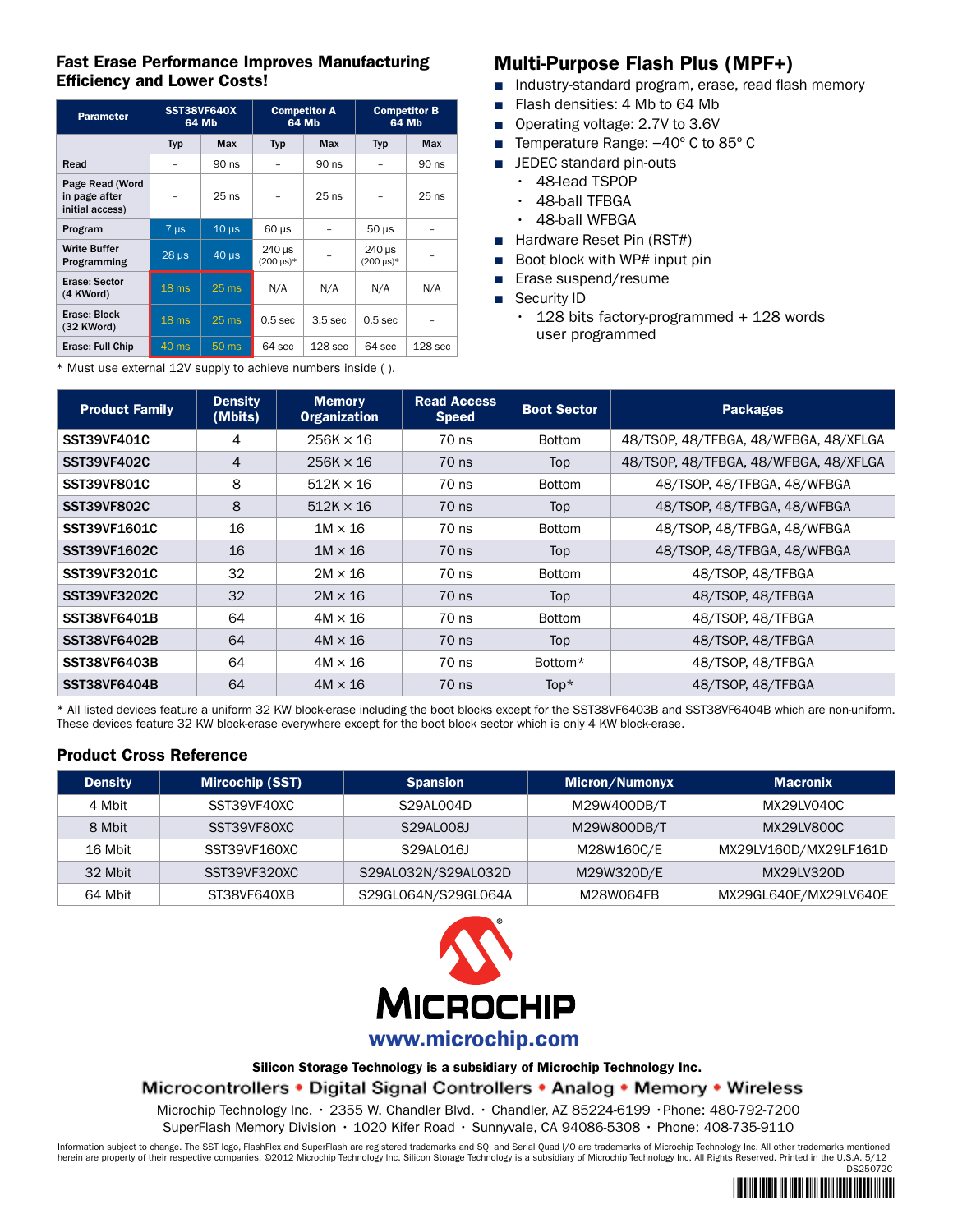## Fast Erase Performance Improves Manufacturing Efficiency and Lower Costs!

| Parameter | SST38VF640X 64 Mb | | Competitor A 64 Mb | | Competitor B 64 Mb | |
|---|---|---|---|---|---|---|
| | Typ | Max | Typ | Max | Typ | Max |
| Read | – | 90 ns | – | 90 ns | – | 90 ns |
| Page Read (Word in page after initial access) | – | 25 ns | – | 25 ns | – | 25 ns |
| Program | 7 µs | 10 µs | 60 µs | – | 50 µs | – |
| Write Buffer Programming | 28 µs | 40 µs | 240 µs (200 µs)* | – | 240 µs (200 µs)* | – |
| Erase: Sector (4 KWord) | 18 ms | 25 ms | N/A | N/A | N/A | N/A |
| Erase: Block (32 KWord) | 18 ms | 25 ms | 0.5 sec | 3.5 sec | 0.5 sec | – |
| Erase: Full Chip | 40 ms | 50 ms | 64 sec | 128 sec | 64 sec | 128 sec |

* Must use external 12V supply to achieve numbers inside ( ).

## Multi-Purpose Flash Plus (MPF+)

- Industry-standard program, erase, read flash memory
- Flash densities: 4 Mb to 64 Mb
- Operating voltage: 2.7V to 3.6V
- Temperature Range: –40° C to 85° C
- JEDEC standard pin-outs
  - 48-lead TSPOP
  - 48-ball TFBGA
  - 48-ball WFBGA
- Hardware Reset Pin (RST#)
- Boot block with WP# input pin
- Erase suspend/resume
- Security ID
  - 128 bits factory-programmed + 128 words user programmed

| Product Family | Density (Mbits) | Memory Organization | Read Access Speed | Boot Sector | Packages |
|---|---|---|---|---|---|
| SST39VF401C | 4 | 256K × 16 | 70 ns | Bottom | 48/TSOP, 48/TFBGA, 48/WFBGA, 48/XFLGA |
| SST39VF402C | 4 | 256K × 16 | 70 ns | Top | 48/TSOP, 48/TFBGA, 48/WFBGA, 48/XFLGA |
| SST39VF801C | 8 | 512K × 16 | 70 ns | Bottom | 48/TSOP, 48/TFBGA, 48/WFBGA |
| SST39VF802C | 8 | 512K × 16 | 70 ns | Top | 48/TSOP, 48/TFBGA, 48/WFBGA |
| SST39VF1601C | 16 | 1M × 16 | 70 ns | Bottom | 48/TSOP, 48/TFBGA, 48/WFBGA |
| SST39VF1602C | 16 | 1M × 16 | 70 ns | Top | 48/TSOP, 48/TFBGA, 48/WFBGA |
| SST39VF3201C | 32 | 2M × 16 | 70 ns | Bottom | 48/TSOP, 48/TFBGA |
| SST39VF3202C | 32 | 2M × 16 | 70 ns | Top | 48/TSOP, 48/TFBGA |
| SST38VF6401B | 64 | 4M × 16 | 70 ns | Bottom | 48/TSOP, 48/TFBGA |
| SST38VF6402B | 64 | 4M × 16 | 70 ns | Top | 48/TSOP, 48/TFBGA |
| SST38VF6403B | 64 | 4M × 16 | 70 ns | Bottom* | 48/TSOP, 48/TFBGA |
| SST38VF6404B | 64 | 4M × 16 | 70 ns | Top* | 48/TSOP, 48/TFBGA |

* All listed devices feature a uniform 32 KW block-erase including the boot blocks except for the SST38VF6403B and SST38VF6404B which are non-uniform. These devices feature 32 KW block-erase everywhere except for the boot block sector which is only 4 KW block-erase.

### Product Cross Reference

| Density | Mircochip (SST) | Spansion | Micron/Numonyx | Macronix |
|---|---|---|---|---|
| 4 Mbit | SST39VF40XC | S29AL004D | M29W400DB/T | MX29LV040C |
| 8 Mbit | SST39VF80XC | S29AL008J | M29W800DB/T | MX29LV800C |
| 16 Mbit | SST39VF160XC | S29AL016J | M28W160C/E | MX29LV160D/MX29LF161D |
| 32 Mbit | SST39VF320XC | S29AL032N/S29AL032D | M29W320D/E | MX29LV320D |
| 64 Mbit | ST38VF640XB | S29GL064N/S29GL064A | M28W064FB | MX29GL640E/MX29LV640E |

MICROCHIP

www.microchip.com

**Silicon Storage Technology is a subsidiary of Microchip Technology Inc.**

Microcontrollers • Digital Signal Controllers • Analog • Memory • Wireless

Microchip Technology Inc. • 2355 W. Chandler Blvd. • Chandler, AZ 85224-6199 • Phone: 480-792-7200
SuperFlash Memory Division • 1020 Kifer Road • Sunnyvale, CA 94086-5308 • Phone: 408-735-9110

Information subject to change. The SST logo, FlashFlex and SuperFlash are registered trademarks and SQI and Serial Quad I/O are trademarks of Microchip Technology Inc. All other trademarks mentioned herein are property of their respective companies. ©2012 Microchip Technology Inc. Silicon Storage Technology is a subsidiary of Microchip Technology Inc. All Rights Reserved. Printed in the U.S.A. 5/12
DS25072C